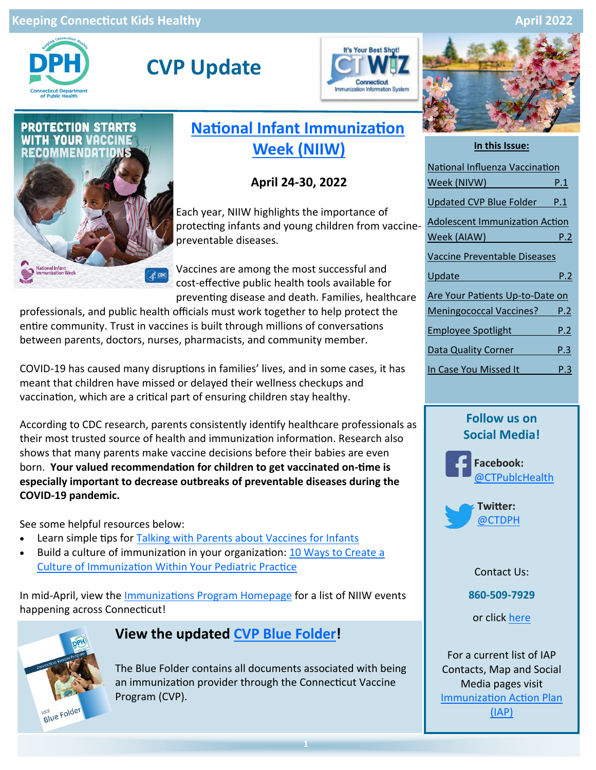# CVP Update

## National Infant Immunization Week (NIIW)

**April 24-30, 2022**

Each year, NIIW highlights the importance of protecting infants and young children from vaccine-preventable diseases.

Vaccines are among the most successful and cost-effective public health tools available for preventing disease and death. Families, healthcare professionals, and public health officials must work together to help protect the entire community. Trust in vaccines is built through millions of conversations between parents, doctors, nurses, pharmacists, and community member.

COVID-19 has caused many disruptions in families' lives, and in some cases, it has meant that children have missed or delayed their wellness checkups and vaccination, which are a critical part of ensuring children stay healthy.

According to CDC research, parents consistently identify healthcare professionals as their most trusted source of health and immunization information. Research also shows that many parents make vaccine decisions before their babies are even born. **Your valued recommendation for children to get vaccinated on-time is especially important to decrease outbreaks of preventable diseases during the COVID-19 pandemic.**

See some helpful resources below:

- Learn simple tips for Talking with Parents about Vaccines for Infants
- Build a culture of immunization in your organization: 10 Ways to Create a Culture of Immunization Within Your Pediatric Practice

In mid-April, view the Immunizations Program Homepage for a list of NIIW events happening across Connecticut!

## View the updated CVP Blue Folder!

The Blue Folder contains all documents associated with being an immunization provider through the Connecticut Vaccine Program (CVP).

**In this Issue:**

- National Influenza Vaccination Week (NIVW) P.1
- Updated CVP Blue Folder P.1
- Adolescent Immunization Action Week (AIAW) P.2
- Vaccine Preventable Diseases Update P.2
- Are Your Patients Up-to-Date on Meningococcal Vaccines? P.2
- Employee Spotlight P.2
- Data Quality Corner P.3
- In Case You Missed It P.3

**Follow us on Social Media!**

**Facebook:** @CTPublcHealth

**Twitter:** @CTDPH

Contact Us:

**860-509-7929**

or click here

For a current list of IAP Contacts, Map and Social Media pages visit Immunization Action Plan (IAP)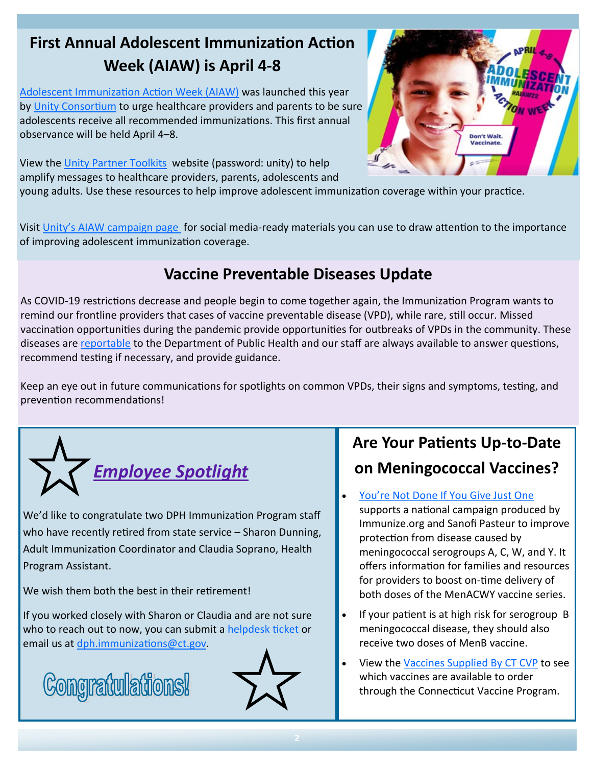## First Annual Adolescent Immunization Action Week (AIAW) is April 4-8

Adolescent Immunization Action Week (AIAW) was launched this year by Unity Consortium to urge healthcare providers and parents to be sure adolescents receive all recommended immunizations. This first annual observance will be held April 4–8.

View the Unity Partner Toolkits website (password: unity) to help amplify messages to healthcare providers, parents, adolescents and young adults. Use these resources to help improve adolescent immunization coverage within your practice.

Visit Unity's AIAW campaign page for social media-ready materials you can use to draw attention to the importance of improving adolescent immunization coverage.

## Vaccine Preventable Diseases Update

As COVID-19 restrictions decrease and people begin to come together again, the Immunization Program wants to remind our frontline providers that cases of vaccine preventable disease (VPD), while rare, still occur. Missed vaccination opportunities during the pandemic provide opportunities for outbreaks of VPDs in the community. These diseases are reportable to the Department of Public Health and our staff are always available to answer questions, recommend testing if necessary, and provide guidance.

Keep an eye out in future communications for spotlights on common VPDs, their signs and symptoms, testing, and prevention recommendations!

## *Employee Spotlight*

We'd like to congratulate two DPH Immunization Program staff who have recently retired from state service – Sharon Dunning, Adult Immunization Coordinator and Claudia Soprano, Health Program Assistant.

We wish them both the best in their retirement!

If you worked closely with Sharon or Claudia and are not sure who to reach out to now, you can submit a helpdesk ticket or email us at dph.immunizations@ct.gov.

Congratulations!

## Are Your Patients Up-to-Date on Meningococcal Vaccines?

- You're Not Done If You Give Just One supports a national campaign produced by Immunize.org and Sanofi Pasteur to improve protection from disease caused by meningococcal serogroups A, C, W, and Y. It offers information for families and resources for providers to boost on-time delivery of both doses of the MenACWY vaccine series.
- If your patient is at high risk for serogroup B meningococcal disease, they should also receive two doses of MenB vaccine.
- View the Vaccines Supplied By CT CVP to see which vaccines are available to order through the Connecticut Vaccine Program.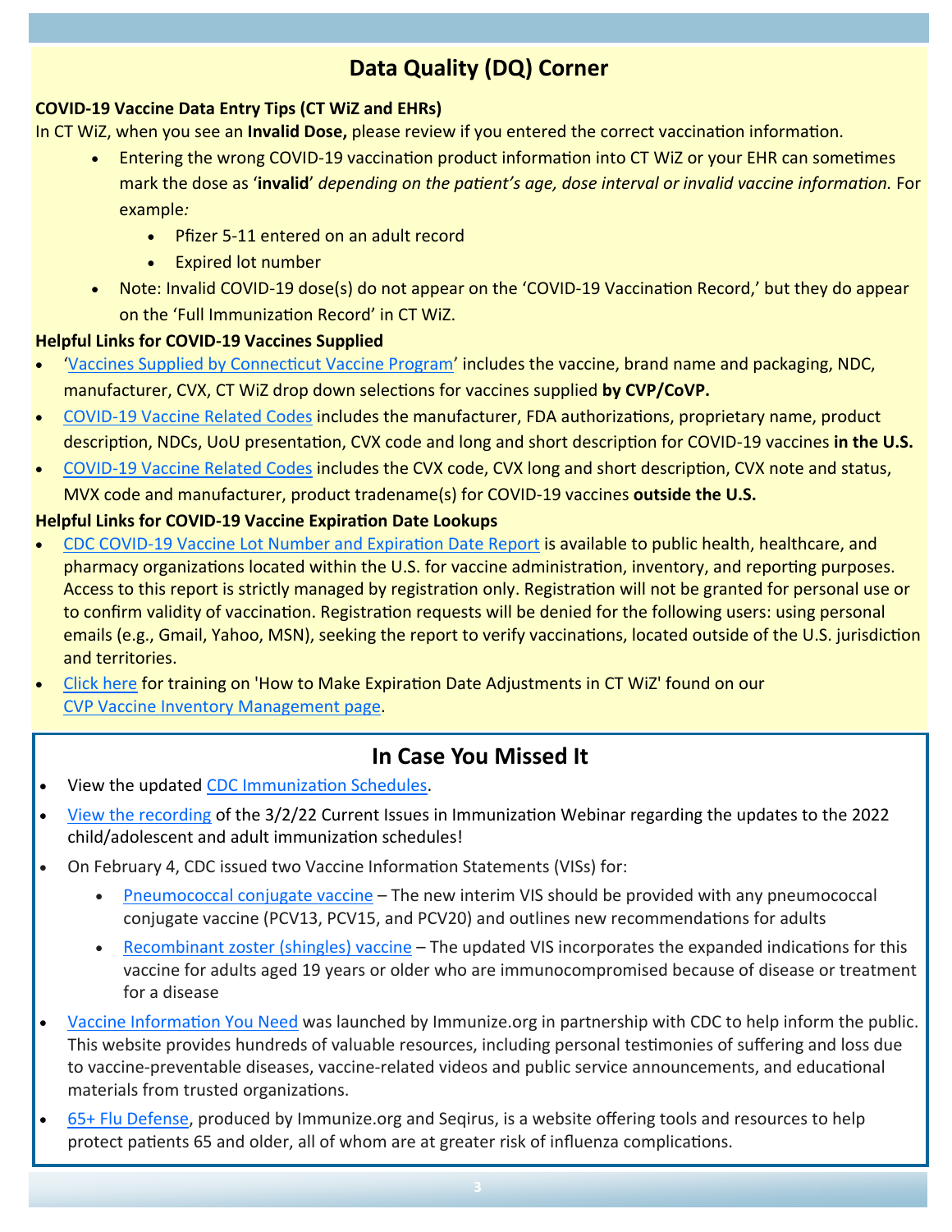## Data Quality (DQ) Corner

**COVID-19 Vaccine Data Entry Tips (CT WiZ and EHRs)**

In CT WiZ, when you see an **Invalid Dose,** please review if you entered the correct vaccination information.

- Entering the wrong COVID-19 vaccination product information into CT WiZ or your EHR can sometimes mark the dose as '**invalid**' *depending on the patient's age, dose interval or invalid vaccine information.* For example*:*
  - Pfizer 5-11 entered on an adult record
  - Expired lot number
- Note: Invalid COVID-19 dose(s) do not appear on the 'COVID-19 Vaccination Record,' but they do appear on the 'Full Immunization Record' in CT WiZ.

**Helpful Links for COVID-19 Vaccines Supplied**

- 'Vaccines Supplied by Connecticut Vaccine Program' includes the vaccine, brand name and packaging, NDC, manufacturer, CVX, CT WiZ drop down selections for vaccines supplied **by CVP/CoVP.**
- COVID-19 Vaccine Related Codes includes the manufacturer, FDA authorizations, proprietary name, product description, NDCs, UoU presentation, CVX code and long and short description for COVID-19 vaccines **in the U.S.**
- COVID-19 Vaccine Related Codes includes the CVX code, CVX long and short description, CVX note and status, MVX code and manufacturer, product tradename(s) for COVID-19 vaccines **outside the U.S.**

**Helpful Links for COVID-19 Vaccine Expiration Date Lookups**

- CDC COVID-19 Vaccine Lot Number and Expiration Date Report is available to public health, healthcare, and pharmacy organizations located within the U.S. for vaccine administration, inventory, and reporting purposes. Access to this report is strictly managed by registration only. Registration will not be granted for personal use or to confirm validity of vaccination. Registration requests will be denied for the following users: using personal emails (e.g., Gmail, Yahoo, MSN), seeking the report to verify vaccinations, located outside of the U.S. jurisdiction and territories.
- Click here for training on 'How to Make Expiration Date Adjustments in CT WiZ' found on our CVP Vaccine Inventory Management page.

## In Case You Missed It

- View the updated CDC Immunization Schedules.
- View the recording of the 3/2/22 Current Issues in Immunization Webinar regarding the updates to the 2022 child/adolescent and adult immunization schedules!
- On February 4, CDC issued two Vaccine Information Statements (VISs) for:
  - Pneumococcal conjugate vaccine – The new interim VIS should be provided with any pneumococcal conjugate vaccine (PCV13, PCV15, and PCV20) and outlines new recommendations for adults
  - Recombinant zoster (shingles) vaccine – The updated VIS incorporates the expanded indications for this vaccine for adults aged 19 years or older who are immunocompromised because of disease or treatment for a disease
- Vaccine Information You Need was launched by Immunize.org in partnership with CDC to help inform the public. This website provides hundreds of valuable resources, including personal testimonies of suffering and loss due to vaccine-preventable diseases, vaccine-related videos and public service announcements, and educational materials from trusted organizations.
- 65+ Flu Defense, produced by Immunize.org and Seqirus, is a website offering tools and resources to help protect patients 65 and older, all of whom are at greater risk of influenza complications.